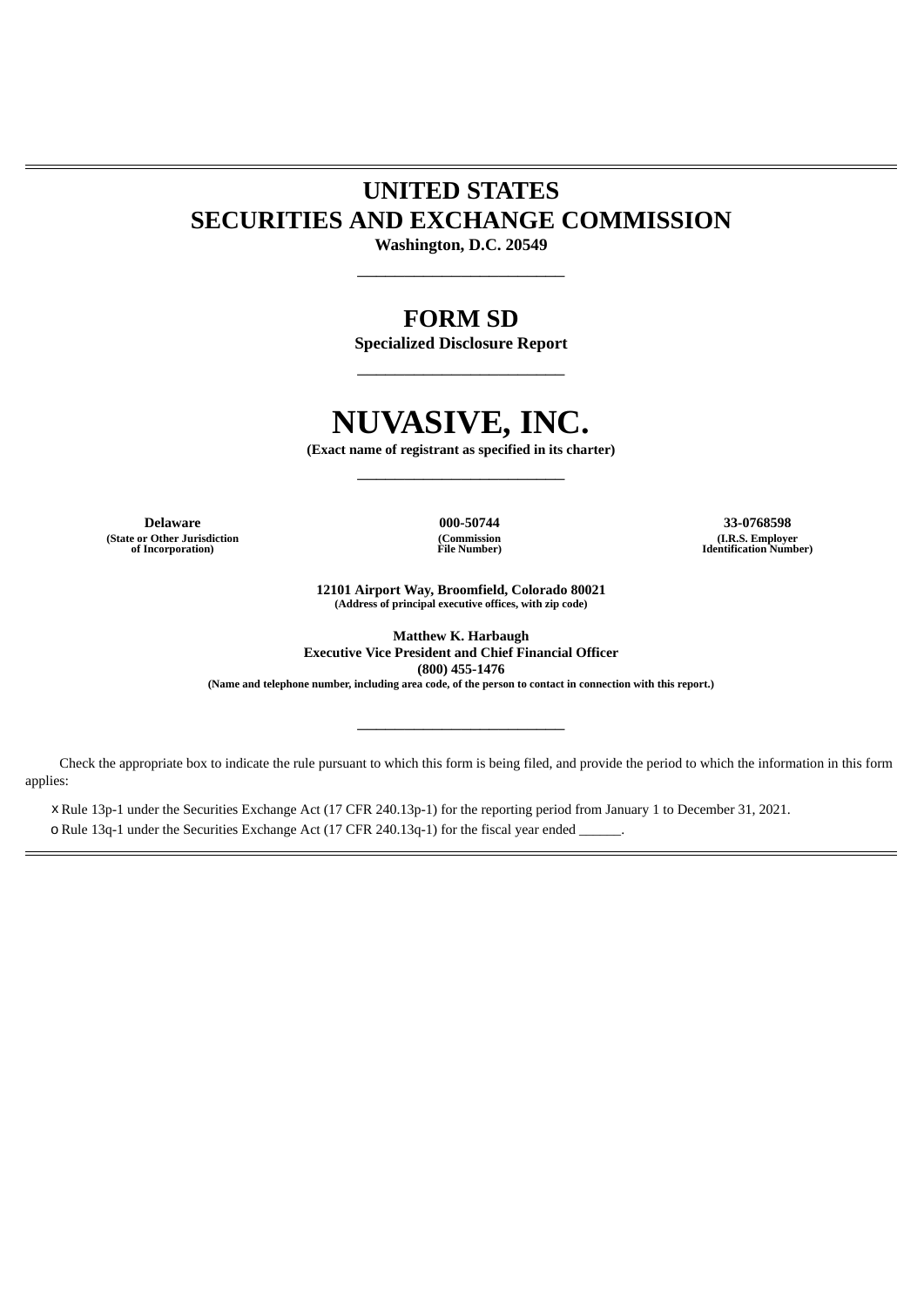# UNITED STATES
# SECURITIES AND EXCHANGE COMMISSION

**Washington, D.C. 20549**

---

## FORM SD

**Specialized Disclosure Report**

---

# NUVASIVE, INC.

**(Exact name of registrant as specified in its charter)**

---

| **Delaware** | **000-50744** | **33-0768598** |
|---|---|---|
| **(State or Other Jurisdiction of Incorporation)** | **(Commission File Number)** | **(I.R.S. Employer Identification Number)** |

**12101 Airport Way, Broomfield, Colorado 80021**
**(Address of principal executive offices, with zip code)**

**Matthew K. Harbaugh**
**Executive Vice President and Chief Financial Officer**
**(800) 455-1476**
**(Name and telephone number, including area code, of the person to contact in connection with this report.)**

---

Check the appropriate box to indicate the rule pursuant to which this form is being filed, and provide the period to which the information in this form applies:

x Rule 13p-1 under the Securities Exchange Act (17 CFR 240.13p-1) for the reporting period from January 1 to December 31, 2021.

o Rule 13q-1 under the Securities Exchange Act (17 CFR 240.13q-1) for the fiscal year ended ______.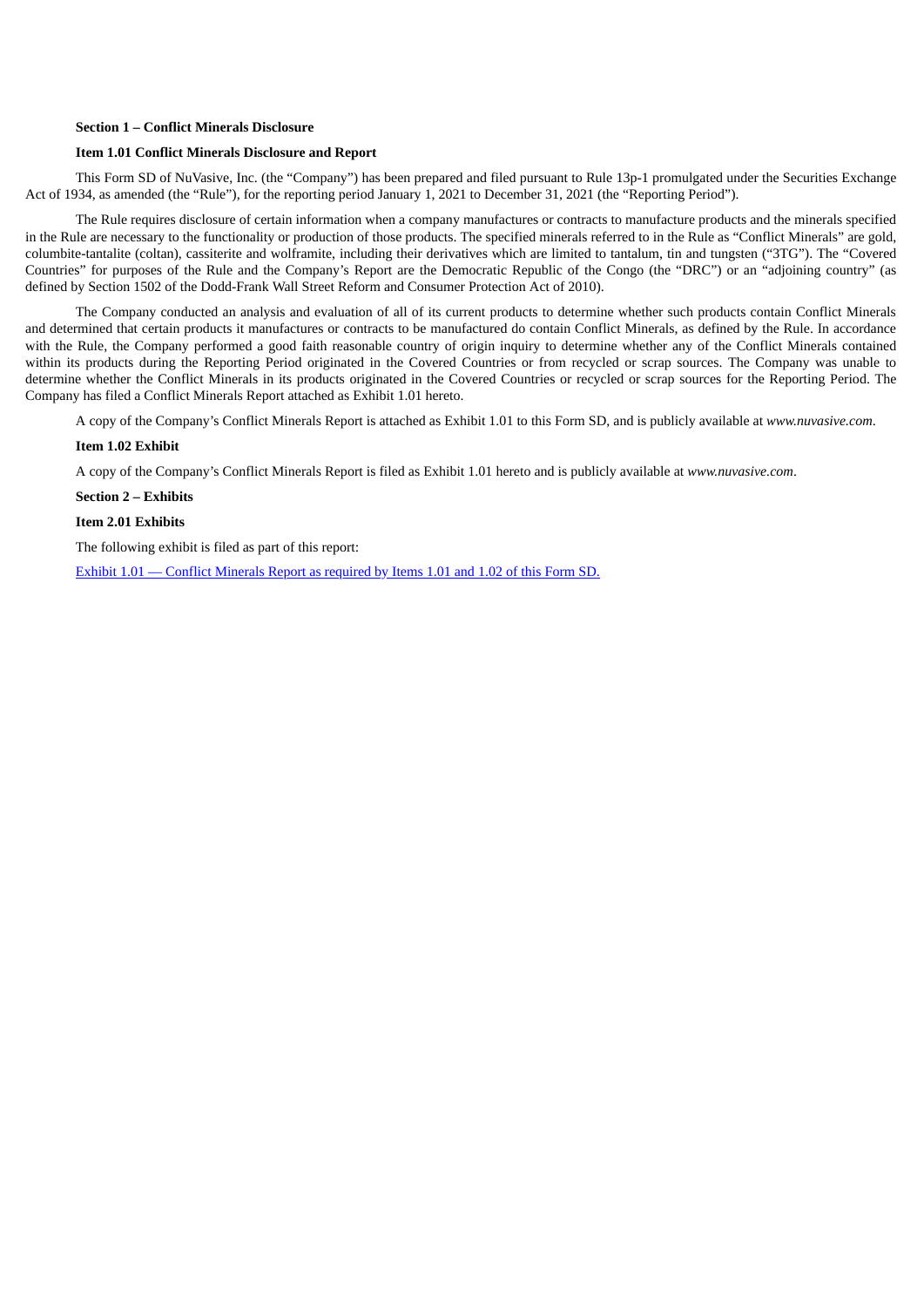**Section 1 – Conflict Minerals Disclosure**

**Item 1.01 Conflict Minerals Disclosure and Report**

This Form SD of NuVasive, Inc. (the "Company") has been prepared and filed pursuant to Rule 13p-1 promulgated under the Securities Exchange Act of 1934, as amended (the "Rule"), for the reporting period January 1, 2021 to December 31, 2021 (the "Reporting Period").

The Rule requires disclosure of certain information when a company manufactures or contracts to manufacture products and the minerals specified in the Rule are necessary to the functionality or production of those products. The specified minerals referred to in the Rule as "Conflict Minerals" are gold, columbite-tantalite (coltan), cassiterite and wolframite, including their derivatives which are limited to tantalum, tin and tungsten ("3TG"). The "Covered Countries" for purposes of the Rule and the Company's Report are the Democratic Republic of the Congo (the "DRC") or an "adjoining country" (as defined by Section 1502 of the Dodd-Frank Wall Street Reform and Consumer Protection Act of 2010).

The Company conducted an analysis and evaluation of all of its current products to determine whether such products contain Conflict Minerals and determined that certain products it manufactures or contracts to be manufactured do contain Conflict Minerals, as defined by the Rule. In accordance with the Rule, the Company performed a good faith reasonable country of origin inquiry to determine whether any of the Conflict Minerals contained within its products during the Reporting Period originated in the Covered Countries or from recycled or scrap sources. The Company was unable to determine whether the Conflict Minerals in its products originated in the Covered Countries or recycled or scrap sources for the Reporting Period. The Company has filed a Conflict Minerals Report attached as Exhibit 1.01 hereto.

A copy of the Company's Conflict Minerals Report is attached as Exhibit 1.01 to this Form SD, and is publicly available at *www.nuvasive.com*.

**Item 1.02 Exhibit**

A copy of the Company's Conflict Minerals Report is filed as Exhibit 1.01 hereto and is publicly available at *www.nuvasive.com*.

**Section 2 – Exhibits**

**Item 2.01 Exhibits**

The following exhibit is filed as part of this report:

Exhibit 1.01 — Conflict Minerals Report as required by Items 1.01 and 1.02 of this Form SD.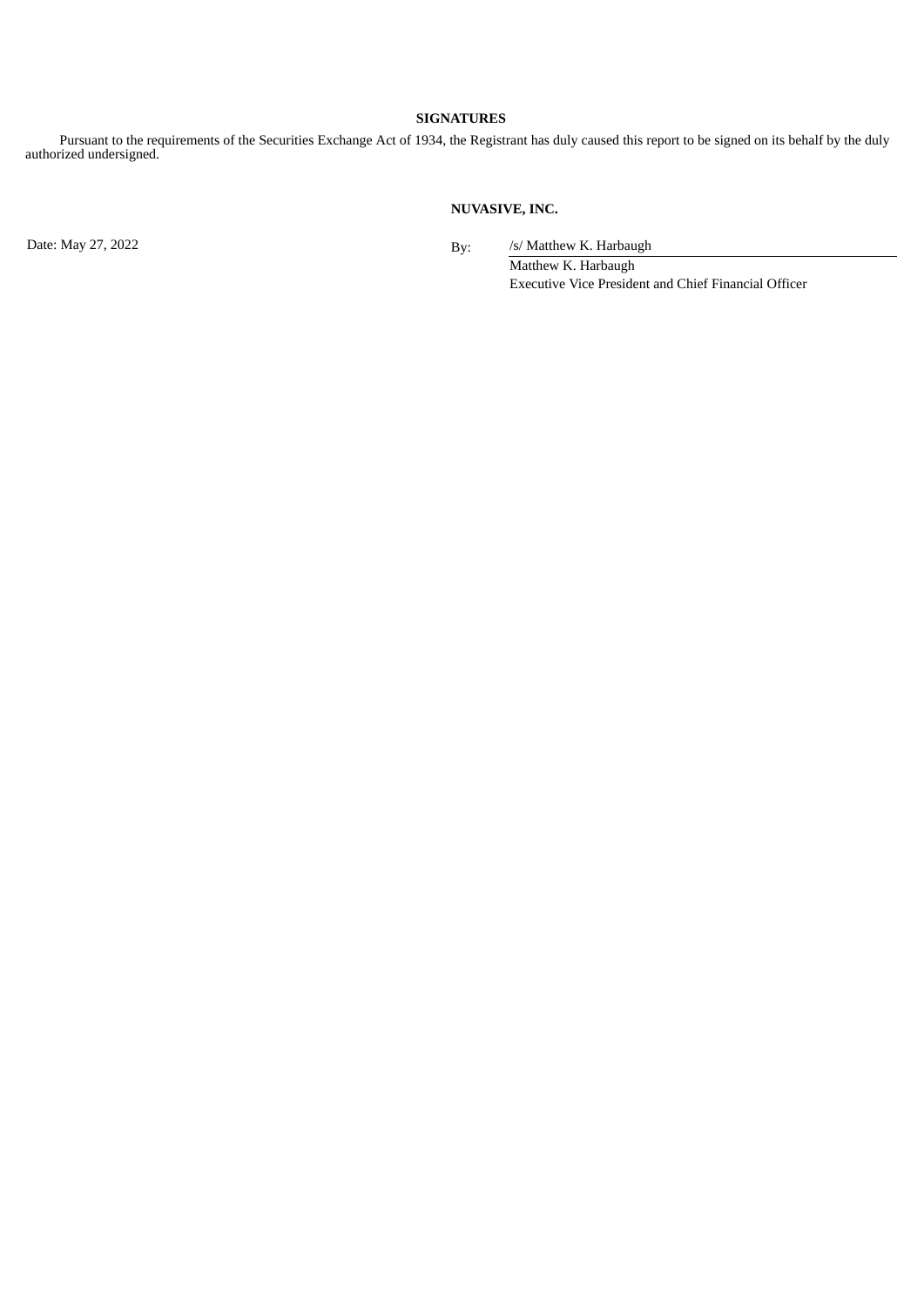**SIGNATURES**

Pursuant to the requirements of the Securities Exchange Act of 1934, the Registrant has duly caused this report to be signed on its behalf by the duly authorized undersigned.

**NUVASIVE, INC.**

Date: May 27, 2022

By: /s/ Matthew K. Harbaugh

Matthew K. Harbaugh

Executive Vice President and Chief Financial Officer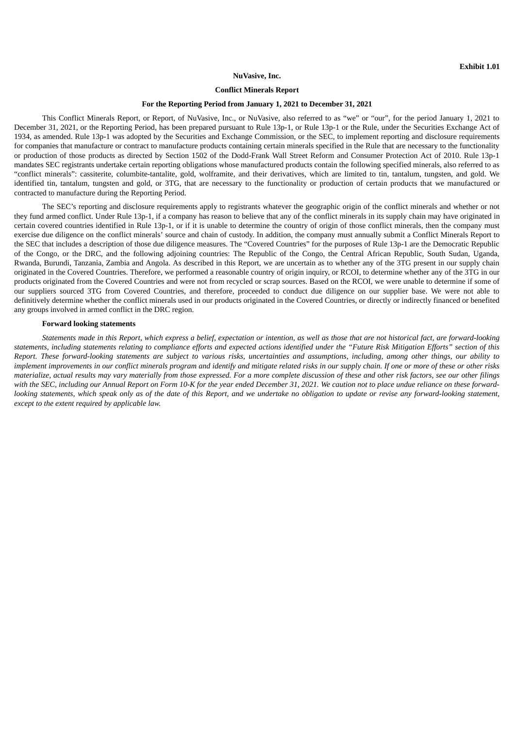**Exhibit 1.01**

**NuVasive, Inc.**

**Conflict Minerals Report**

**For the Reporting Period from January 1, 2021 to December 31, 2021**

This Conflict Minerals Report, or Report, of NuVasive, Inc., or NuVasive, also referred to as "we" or "our", for the period January 1, 2021 to December 31, 2021, or the Reporting Period, has been prepared pursuant to Rule 13p-1, or Rule 13p-1 or the Rule, under the Securities Exchange Act of 1934, as amended. Rule 13p-1 was adopted by the Securities and Exchange Commission, or the SEC, to implement reporting and disclosure requirements for companies that manufacture or contract to manufacture products containing certain minerals specified in the Rule that are necessary to the functionality or production of those products as directed by Section 1502 of the Dodd-Frank Wall Street Reform and Consumer Protection Act of 2010. Rule 13p-1 mandates SEC registrants undertake certain reporting obligations whose manufactured products contain the following specified minerals, also referred to as "conflict minerals": cassiterite, columbite-tantalite, gold, wolframite, and their derivatives, which are limited to tin, tantalum, tungsten, and gold. We identified tin, tantalum, tungsten and gold, or 3TG, that are necessary to the functionality or production of certain products that we manufactured or contracted to manufacture during the Reporting Period.

The SEC's reporting and disclosure requirements apply to registrants whatever the geographic origin of the conflict minerals and whether or not they fund armed conflict. Under Rule 13p-1, if a company has reason to believe that any of the conflict minerals in its supply chain may have originated in certain covered countries identified in Rule 13p-1, or if it is unable to determine the country of origin of those conflict minerals, then the company must exercise due diligence on the conflict minerals' source and chain of custody. In addition, the company must annually submit a Conflict Minerals Report to the SEC that includes a description of those due diligence measures. The "Covered Countries" for the purposes of Rule 13p-1 are the Democratic Republic of the Congo, or the DRC, and the following adjoining countries: The Republic of the Congo, the Central African Republic, South Sudan, Uganda, Rwanda, Burundi, Tanzania, Zambia and Angola. As described in this Report, we are uncertain as to whether any of the 3TG present in our supply chain originated in the Covered Countries. Therefore, we performed a reasonable country of origin inquiry, or RCOI, to determine whether any of the 3TG in our products originated from the Covered Countries and were not from recycled or scrap sources. Based on the RCOI, we were unable to determine if some of our suppliers sourced 3TG from Covered Countries, and therefore, proceeded to conduct due diligence on our supplier base. We were not able to definitively determine whether the conflict minerals used in our products originated in the Covered Countries, or directly or indirectly financed or benefited any groups involved in armed conflict in the DRC region.

**Forward looking statements**

*Statements made in this Report, which express a belief, expectation or intention, as well as those that are not historical fact, are forward-looking statements, including statements relating to compliance efforts and expected actions identified under the "Future Risk Mitigation Efforts" section of this Report. These forward-looking statements are subject to various risks, uncertainties and assumptions, including, among other things, our ability to implement improvements in our conflict minerals program and identify and mitigate related risks in our supply chain. If one or more of these or other risks materialize, actual results may vary materially from those expressed. For a more complete discussion of these and other risk factors, see our other filings with the SEC, including our Annual Report on Form 10-K for the year ended December 31, 2021. We caution not to place undue reliance on these forward-looking statements, which speak only as of the date of this Report, and we undertake no obligation to update or revise any forward-looking statement, except to the extent required by applicable law.*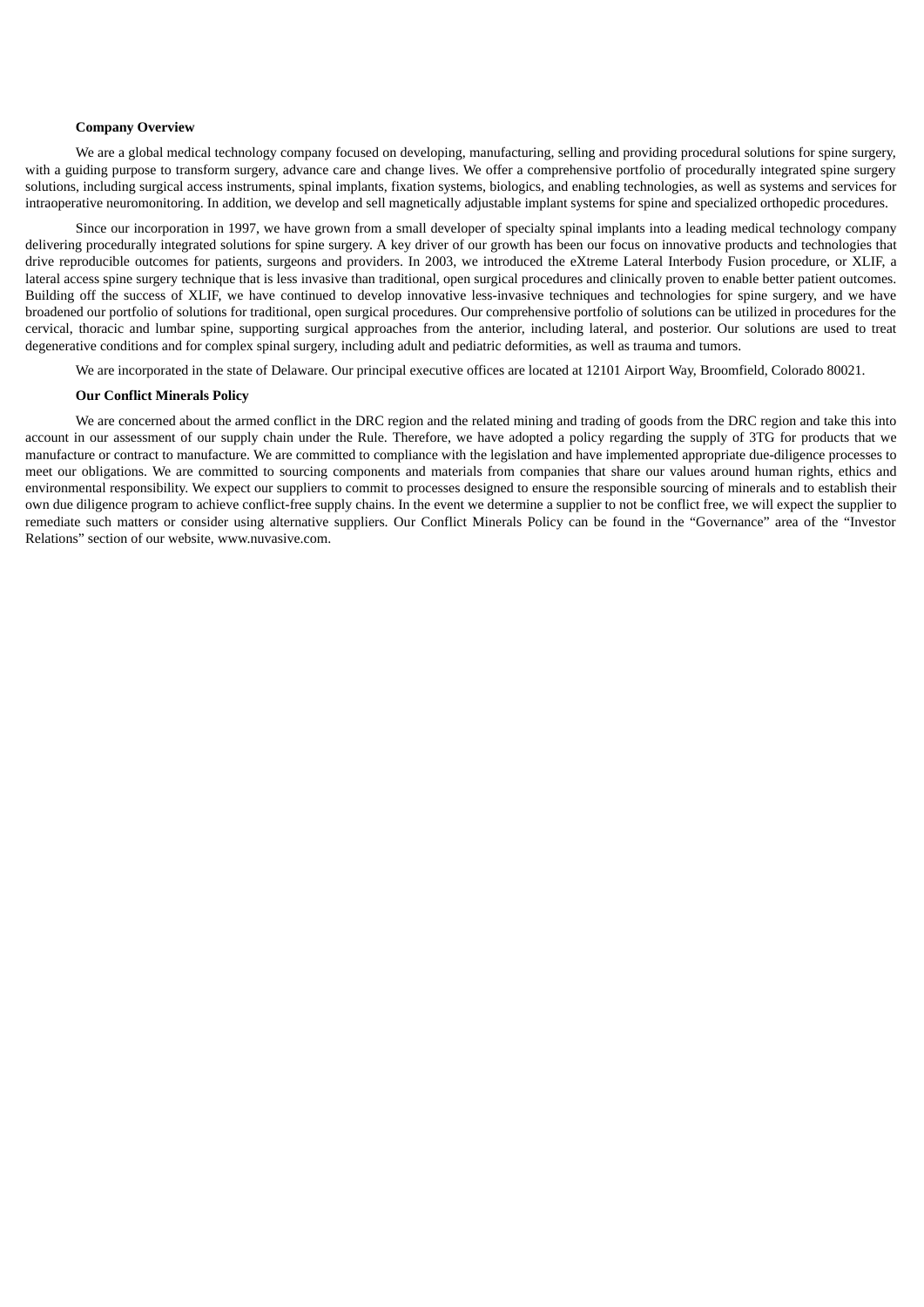**Company Overview**

We are a global medical technology company focused on developing, manufacturing, selling and providing procedural solutions for spine surgery, with a guiding purpose to transform surgery, advance care and change lives. We offer a comprehensive portfolio of procedurally integrated spine surgery solutions, including surgical access instruments, spinal implants, fixation systems, biologics, and enabling technologies, as well as systems and services for intraoperative neuromonitoring. In addition, we develop and sell magnetically adjustable implant systems for spine and specialized orthopedic procedures.

Since our incorporation in 1997, we have grown from a small developer of specialty spinal implants into a leading medical technology company delivering procedurally integrated solutions for spine surgery. A key driver of our growth has been our focus on innovative products and technologies that drive reproducible outcomes for patients, surgeons and providers. In 2003, we introduced the eXtreme Lateral Interbody Fusion procedure, or XLIF, a lateral access spine surgery technique that is less invasive than traditional, open surgical procedures and clinically proven to enable better patient outcomes. Building off the success of XLIF, we have continued to develop innovative less-invasive techniques and technologies for spine surgery, and we have broadened our portfolio of solutions for traditional, open surgical procedures. Our comprehensive portfolio of solutions can be utilized in procedures for the cervical, thoracic and lumbar spine, supporting surgical approaches from the anterior, including lateral, and posterior. Our solutions are used to treat degenerative conditions and for complex spinal surgery, including adult and pediatric deformities, as well as trauma and tumors.

We are incorporated in the state of Delaware. Our principal executive offices are located at 12101 Airport Way, Broomfield, Colorado 80021.

**Our Conflict Minerals Policy**

We are concerned about the armed conflict in the DRC region and the related mining and trading of goods from the DRC region and take this into account in our assessment of our supply chain under the Rule. Therefore, we have adopted a policy regarding the supply of 3TG for products that we manufacture or contract to manufacture. We are committed to compliance with the legislation and have implemented appropriate due-diligence processes to meet our obligations. We are committed to sourcing components and materials from companies that share our values around human rights, ethics and environmental responsibility. We expect our suppliers to commit to processes designed to ensure the responsible sourcing of minerals and to establish their own due diligence program to achieve conflict-free supply chains. In the event we determine a supplier to not be conflict free, we will expect the supplier to remediate such matters or consider using alternative suppliers. Our Conflict Minerals Policy can be found in the "Governance" area of the "Investor Relations" section of our website, www.nuvasive.com.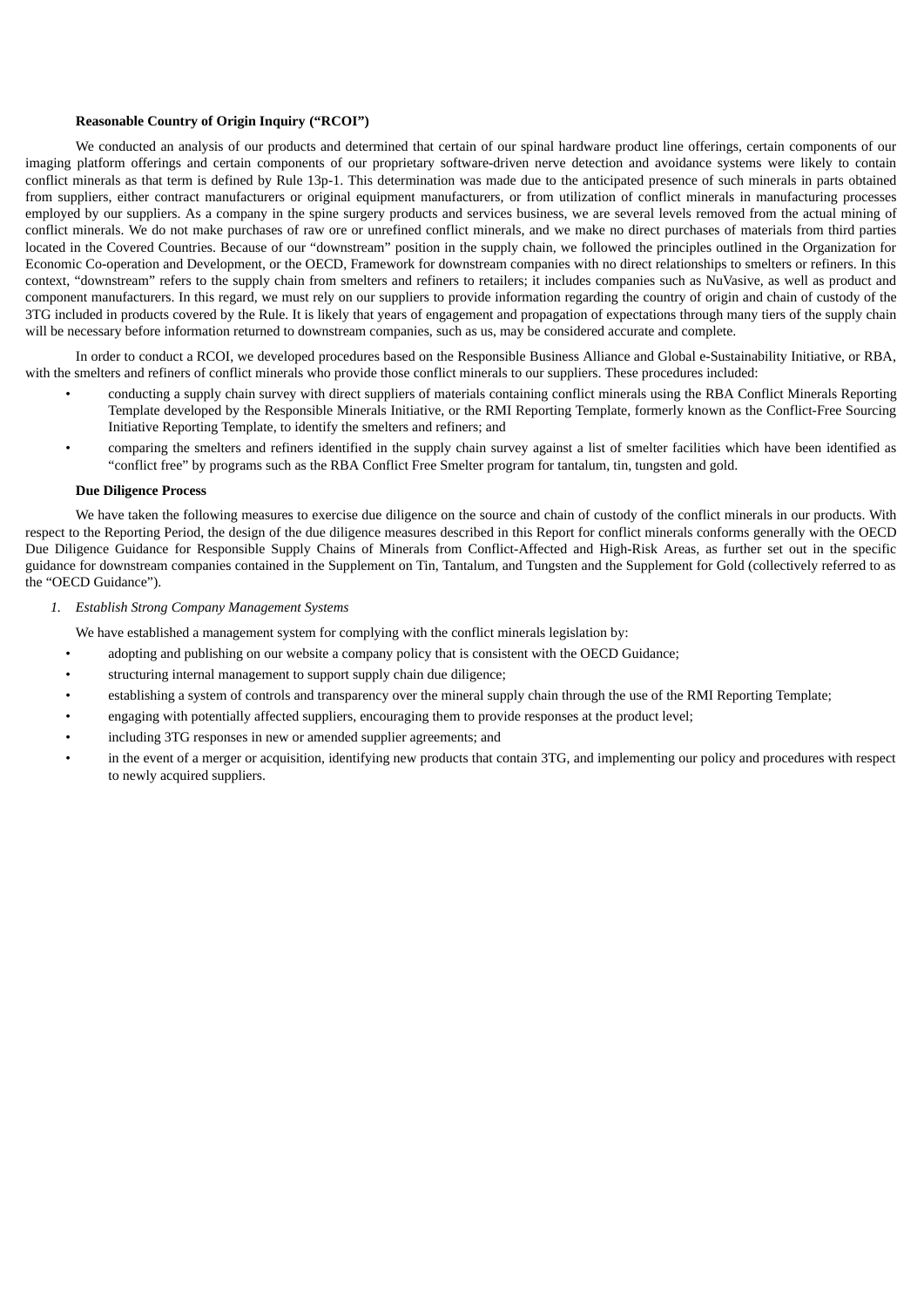**Reasonable Country of Origin Inquiry ("RCOI")**

We conducted an analysis of our products and determined that certain of our spinal hardware product line offerings, certain components of our imaging platform offerings and certain components of our proprietary software-driven nerve detection and avoidance systems were likely to contain conflict minerals as that term is defined by Rule 13p-1. This determination was made due to the anticipated presence of such minerals in parts obtained from suppliers, either contract manufacturers or original equipment manufacturers, or from utilization of conflict minerals in manufacturing processes employed by our suppliers. As a company in the spine surgery products and services business, we are several levels removed from the actual mining of conflict minerals. We do not make purchases of raw ore or unrefined conflict minerals, and we make no direct purchases of materials from third parties located in the Covered Countries. Because of our "downstream" position in the supply chain, we followed the principles outlined in the Organization for Economic Co-operation and Development, or the OECD, Framework for downstream companies with no direct relationships to smelters or refiners. In this context, "downstream" refers to the supply chain from smelters and refiners to retailers; it includes companies such as NuVasive, as well as product and component manufacturers. In this regard, we must rely on our suppliers to provide information regarding the country of origin and chain of custody of the 3TG included in products covered by the Rule. It is likely that years of engagement and propagation of expectations through many tiers of the supply chain will be necessary before information returned to downstream companies, such as us, may be considered accurate and complete.

In order to conduct a RCOI, we developed procedures based on the Responsible Business Alliance and Global e-Sustainability Initiative, or RBA, with the smelters and refiners of conflict minerals who provide those conflict minerals to our suppliers. These procedures included:

- conducting a supply chain survey with direct suppliers of materials containing conflict minerals using the RBA Conflict Minerals Reporting Template developed by the Responsible Minerals Initiative, or the RMI Reporting Template, formerly known as the Conflict-Free Sourcing Initiative Reporting Template, to identify the smelters and refiners; and
- comparing the smelters and refiners identified in the supply chain survey against a list of smelter facilities which have been identified as "conflict free" by programs such as the RBA Conflict Free Smelter program for tantalum, tin, tungsten and gold.

**Due Diligence Process**

We have taken the following measures to exercise due diligence on the source and chain of custody of the conflict minerals in our products. With respect to the Reporting Period, the design of the due diligence measures described in this Report for conflict minerals conforms generally with the OECD Due Diligence Guidance for Responsible Supply Chains of Minerals from Conflict-Affected and High-Risk Areas, as further set out in the specific guidance for downstream companies contained in the Supplement on Tin, Tantalum, and Tungsten and the Supplement for Gold (collectively referred to as the "OECD Guidance").

*1. Establish Strong Company Management Systems*

We have established a management system for complying with the conflict minerals legislation by:

- adopting and publishing on our website a company policy that is consistent with the OECD Guidance;
- structuring internal management to support supply chain due diligence;
- establishing a system of controls and transparency over the mineral supply chain through the use of the RMI Reporting Template;
- engaging with potentially affected suppliers, encouraging them to provide responses at the product level;
- including 3TG responses in new or amended supplier agreements; and
- in the event of a merger or acquisition, identifying new products that contain 3TG, and implementing our policy and procedures with respect to newly acquired suppliers.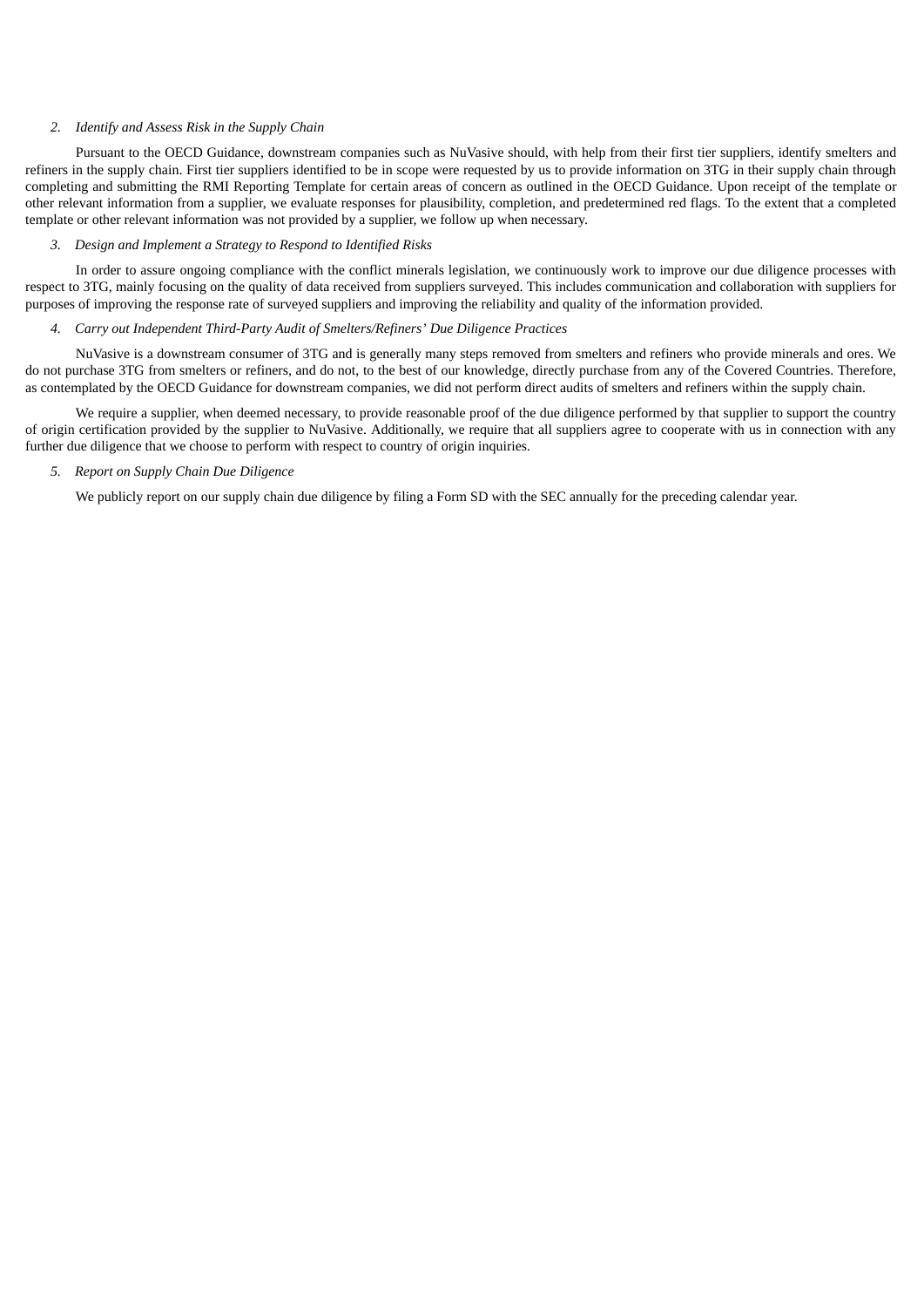*2. Identify and Assess Risk in the Supply Chain*

Pursuant to the OECD Guidance, downstream companies such as NuVasive should, with help from their first tier suppliers, identify smelters and refiners in the supply chain. First tier suppliers identified to be in scope were requested by us to provide information on 3TG in their supply chain through completing and submitting the RMI Reporting Template for certain areas of concern as outlined in the OECD Guidance. Upon receipt of the template or other relevant information from a supplier, we evaluate responses for plausibility, completion, and predetermined red flags. To the extent that a completed template or other relevant information was not provided by a supplier, we follow up when necessary.

*3. Design and Implement a Strategy to Respond to Identified Risks*

In order to assure ongoing compliance with the conflict minerals legislation, we continuously work to improve our due diligence processes with respect to 3TG, mainly focusing on the quality of data received from suppliers surveyed. This includes communication and collaboration with suppliers for purposes of improving the response rate of surveyed suppliers and improving the reliability and quality of the information provided.

*4. Carry out Independent Third-Party Audit of Smelters/Refiners' Due Diligence Practices*

NuVasive is a downstream consumer of 3TG and is generally many steps removed from smelters and refiners who provide minerals and ores. We do not purchase 3TG from smelters or refiners, and do not, to the best of our knowledge, directly purchase from any of the Covered Countries. Therefore, as contemplated by the OECD Guidance for downstream companies, we did not perform direct audits of smelters and refiners within the supply chain.

We require a supplier, when deemed necessary, to provide reasonable proof of the due diligence performed by that supplier to support the country of origin certification provided by the supplier to NuVasive. Additionally, we require that all suppliers agree to cooperate with us in connection with any further due diligence that we choose to perform with respect to country of origin inquiries.

*5. Report on Supply Chain Due Diligence*

We publicly report on our supply chain due diligence by filing a Form SD with the SEC annually for the preceding calendar year.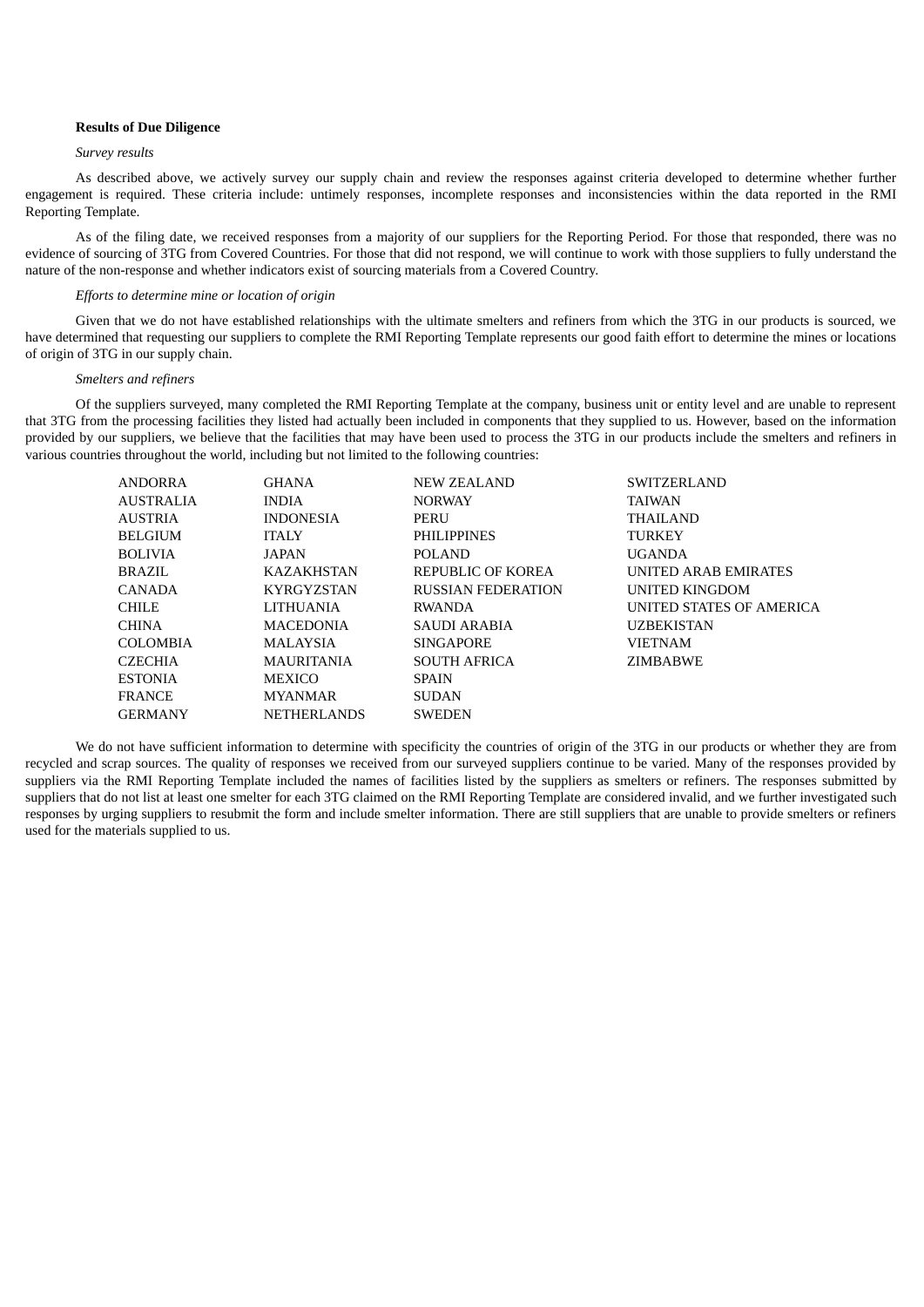**Results of Due Diligence**

*Survey results*

As described above, we actively survey our supply chain and review the responses against criteria developed to determine whether further engagement is required. These criteria include: untimely responses, incomplete responses and inconsistencies within the data reported in the RMI Reporting Template.

As of the filing date, we received responses from a majority of our suppliers for the Reporting Period. For those that responded, there was no evidence of sourcing of 3TG from Covered Countries. For those that did not respond, we will continue to work with those suppliers to fully understand the nature of the non-response and whether indicators exist of sourcing materials from a Covered Country.

*Efforts to determine mine or location of origin*

Given that we do not have established relationships with the ultimate smelters and refiners from which the 3TG in our products is sourced, we have determined that requesting our suppliers to complete the RMI Reporting Template represents our good faith effort to determine the mines or locations of origin of 3TG in our supply chain.

*Smelters and refiners*

Of the suppliers surveyed, many completed the RMI Reporting Template at the company, business unit or entity level and are unable to represent that 3TG from the processing facilities they listed had actually been included in components that they supplied to us. However, based on the information provided by our suppliers, we believe that the facilities that may have been used to process the 3TG in our products include the smelters and refiners in various countries throughout the world, including but not limited to the following countries:

| | | | |
|---|---|---|---|
| ANDORRA | GHANA | NEW ZEALAND | SWITZERLAND |
| AUSTRALIA | INDIA | NORWAY | TAIWAN |
| AUSTRIA | INDONESIA | PERU | THAILAND |
| BELGIUM | ITALY | PHILIPPINES | TURKEY |
| BOLIVIA | JAPAN | POLAND | UGANDA |
| BRAZIL | KAZAKHSTAN | REPUBLIC OF KOREA | UNITED ARAB EMIRATES |
| CANADA | KYRGYZSTAN | RUSSIAN FEDERATION | UNITED KINGDOM |
| CHILE | LITHUANIA | RWANDA | UNITED STATES OF AMERICA |
| CHINA | MACEDONIA | SAUDI ARABIA | UZBEKISTAN |
| COLOMBIA | MALAYSIA | SINGAPORE | VIETNAM |
| CZECHIA | MAURITANIA | SOUTH AFRICA | ZIMBABWE |
| ESTONIA | MEXICO | SPAIN | |
| FRANCE | MYANMAR | SUDAN | |
| GERMANY | NETHERLANDS | SWEDEN | |

We do not have sufficient information to determine with specificity the countries of origin of the 3TG in our products or whether they are from recycled and scrap sources. The quality of responses we received from our surveyed suppliers continue to be varied. Many of the responses provided by suppliers via the RMI Reporting Template included the names of facilities listed by the suppliers as smelters or refiners. The responses submitted by suppliers that do not list at least one smelter for each 3TG claimed on the RMI Reporting Template are considered invalid, and we further investigated such responses by urging suppliers to resubmit the form and include smelter information. There are still suppliers that are unable to provide smelters or refiners used for the materials supplied to us.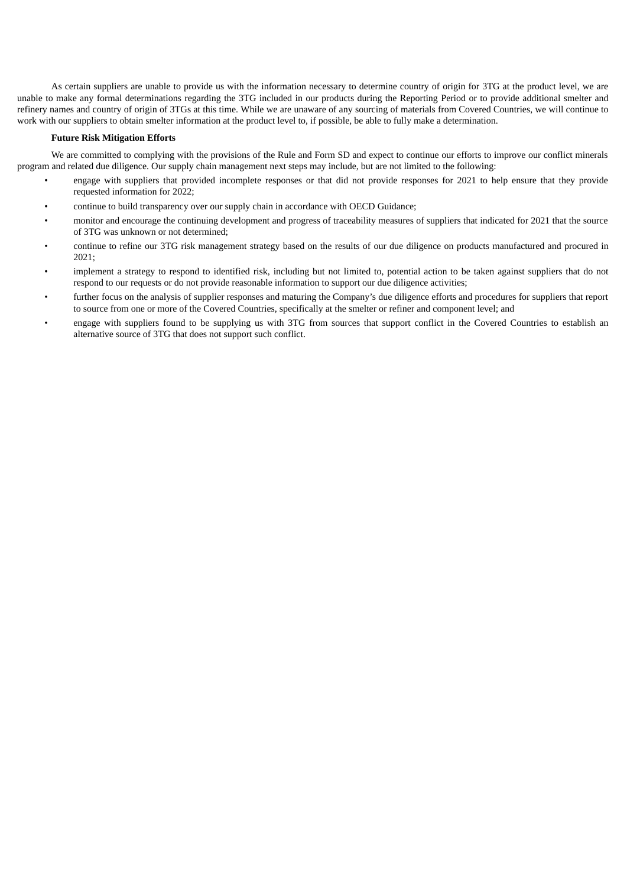As certain suppliers are unable to provide us with the information necessary to determine country of origin for 3TG at the product level, we are unable to make any formal determinations regarding the 3TG included in our products during the Reporting Period or to provide additional smelter and refinery names and country of origin of 3TGs at this time. While we are unaware of any sourcing of materials from Covered Countries, we will continue to work with our suppliers to obtain smelter information at the product level to, if possible, be able to fully make a determination.

**Future Risk Mitigation Efforts**

We are committed to complying with the provisions of the Rule and Form SD and expect to continue our efforts to improve our conflict minerals program and related due diligence. Our supply chain management next steps may include, but are not limited to the following:

- engage with suppliers that provided incomplete responses or that did not provide responses for 2021 to help ensure that they provide requested information for 2022;
- continue to build transparency over our supply chain in accordance with OECD Guidance;
- monitor and encourage the continuing development and progress of traceability measures of suppliers that indicated for 2021 that the source of 3TG was unknown or not determined;
- continue to refine our 3TG risk management strategy based on the results of our due diligence on products manufactured and procured in 2021;
- implement a strategy to respond to identified risk, including but not limited to, potential action to be taken against suppliers that do not respond to our requests or do not provide reasonable information to support our due diligence activities;
- further focus on the analysis of supplier responses and maturing the Company's due diligence efforts and procedures for suppliers that report to source from one or more of the Covered Countries, specifically at the smelter or refiner and component level; and
- engage with suppliers found to be supplying us with 3TG from sources that support conflict in the Covered Countries to establish an alternative source of 3TG that does not support such conflict.